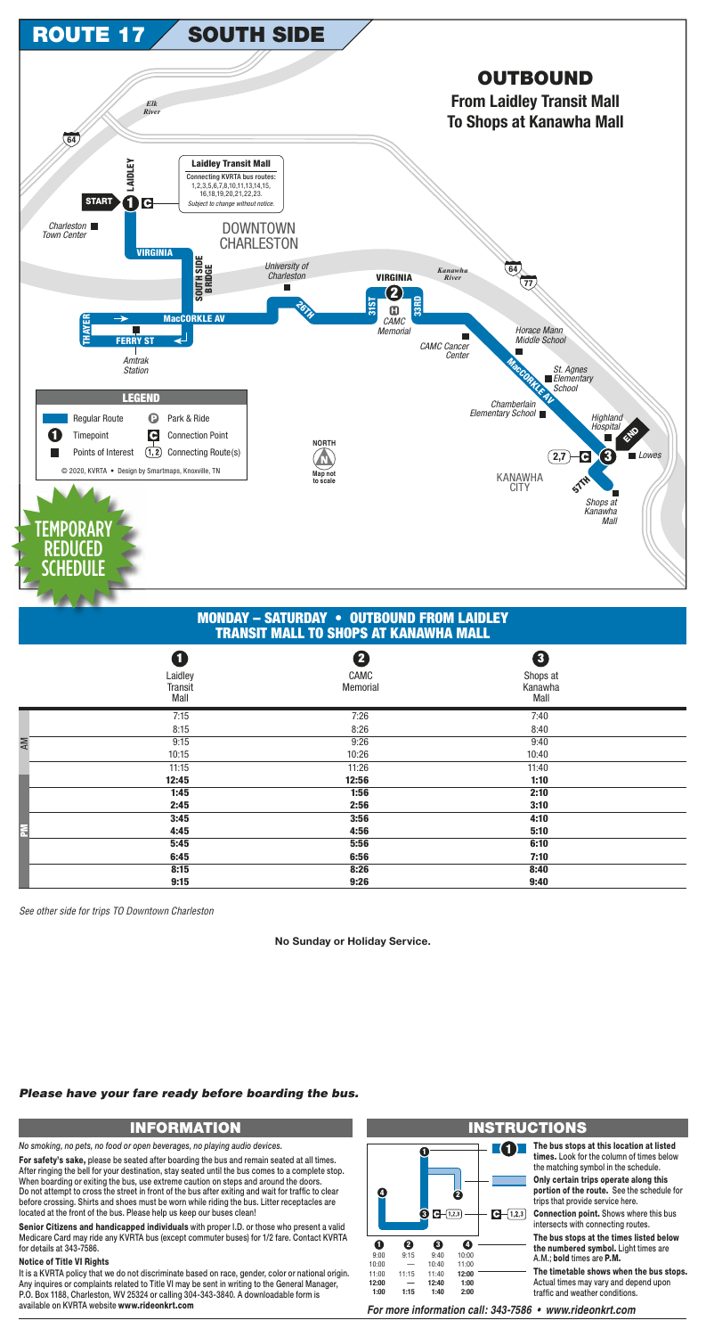# ROUTE 17 SOUTH SIDE

## OUTBOUND

### From Laidley Transit Mall To Shops at Kanawha Mall

**Laidley Transit Mall**
Connecting KVRTA bus routes: 1,2,3,5,6,7,8,10,11,13,14,15, 16,18,19,20,21,22,23.
*Subject to change without notice.*

START 1 C — LAIDLEY — VIRGINIA — SOUTH SIDE BRIDGE — THAYER — FERRY ST — MacCORKLE AV — 26TH — 31ST — VIRGINIA — 2 — 33RD — MacCORKLE AV — 3 — 57TH — END

DOWNTOWN CHARLESTON

Points of interest: Charleston Town Center, University of Charleston, Amtrak Station, CAMC Memorial, CAMC Cancer Center, Horace Mann Middle School, St. Agnes Elementary School, Chamberlain Elementary School, Highland Hospital, Lowes, Shops at Kanawha Mall

Elk River, Kanawha River, KANAWHA CITY, 64, 77, 2,7 C

**LEGEND**

- Regular Route
- 1 Timepoint
- Points of Interest
- P Park & Ride
- C Connection Point
- (1, 2) Connecting Route(s)

© 2020, KVRTA • Design by Smartmaps, Knoxville, TN

NORTH — Map not to scale

TEMPORARY REDUCED SCHEDULE

## MONDAY – SATURDAY • OUTBOUND FROM LAIDLEY TRANSIT MALL TO SHOPS AT KANAWHA MALL

| | 1 Laidley Transit Mall | 2 CAMC Memorial | 3 Shops at Kanawha Mall |
|---|---|---|---|
| AM | 7:15 | 7:26 | 7:40 |
| AM | 8:15 | 8:26 | 8:40 |
| AM | 9:15 | 9:26 | 9:40 |
| AM | 10:15 | 10:26 | 10:40 |
| AM | 11:15 | 11:26 | 11:40 |
| PM | **12:45** | **12:56** | **1:10** |
| PM | **1:45** | **1:56** | **2:10** |
| PM | **2:45** | **2:56** | **3:10** |
| PM | **3:45** | **3:56** | **4:10** |
| PM | **4:45** | **4:56** | **5:10** |
| PM | **5:45** | **5:56** | **6:10** |
| PM | **6:45** | **6:56** | **7:10** |
| PM | **8:15** | **8:26** | **8:40** |
| PM | **9:15** | **9:26** | **9:40** |

*See other side for trips TO Downtown Charleston*

**No Sunday or Holiday Service.**

***Please have your fare ready before boarding the bus.***

## INFORMATION

*No smoking, no pets, no food or open beverages, no playing audio devices.*

**For safety's sake,** please be seated after boarding the bus and remain seated at all times. After ringing the bell for your destination, stay seated until the bus comes to a complete stop. When boarding or exiting the bus, use extreme caution on steps and around the doors. Do not attempt to cross the street in front of the bus after exiting and wait for traffic to clear before crossing. Shirts and shoes must be worn while riding the bus. Litter receptacles are located at the front of the bus. Please help us keep our buses clean!

**Senior Citizens and handicapped individuals** with proper I.D. or those who present a valid Medicare Card may ride any KVRTA bus (except commuter buses) for 1/2 fare. Contact KVRTA for details at 343-7586.

**Notice of Title VI Rights**

It is a KVRTA policy that we do not discriminate based on race, gender, color or national origin. Any inquires or complaints related to Title VI may be sent in writing to the General Manager, P.O. Box 1188, Charleston, WV 25324 or calling 304-343-3840. A downloadable form is available on KVRTA website **www.rideonkrt.com**

## INSTRUCTIONS

| 1 | 2 | 3 | 4 |
|---|---|---|---|
| 9:00 | 9:15 | 9:40 | 10:00 |
| 10:00 | — | 10:40 | 11:00 |
| 11:00 | 11:15 | 11:40 | **12:00** |
| **12:00** | — | **12:40** | **1:00** |
| **1:00** | **1:15** | **1:40** | **2:00** |

**The bus stops at this location at listed times.** Look for the column of times below the matching symbol in the schedule.

**Only certain trips operate along this portion of the route.** See the schedule for trips that provide service here.

**Connection point.** Shows where this bus intersects with connecting routes.

**The bus stops at the times listed below the numbered symbol.** Light times are A.M.; **bold** times are **P.M.**

**The timetable shows when the bus stops.** Actual times may vary and depend upon traffic and weather conditions.

***For more information call: 343-7586 • www.rideonkrt.com***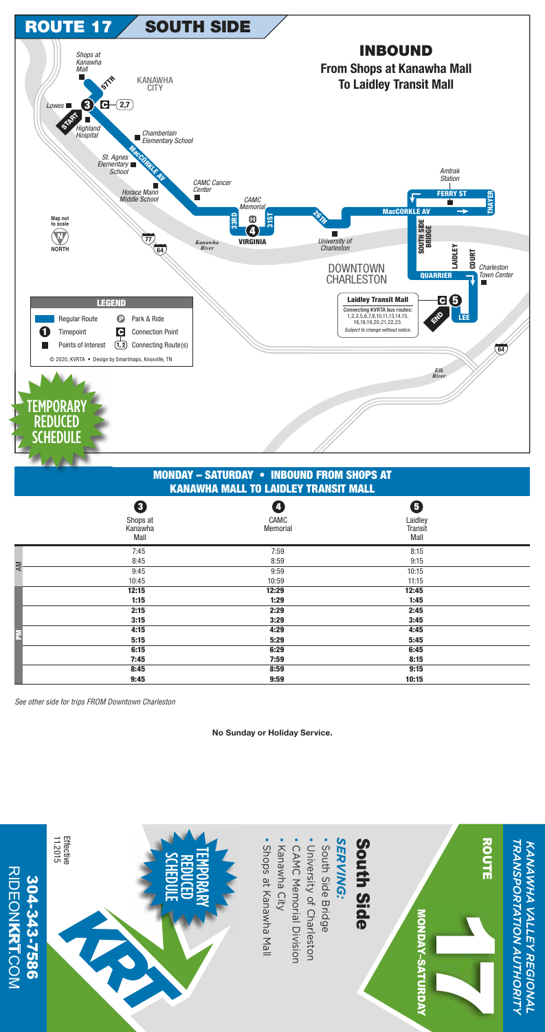# ROUTE 17 SOUTH SIDE

## INBOUND

**From Shops at Kanawha Mall To Laidley Transit Mall**

Shops at Kanawha Mall

57TH

KANAWHA CITY

Lowes

3

C 2,7

START

Highland Hospital

Chamberlain Elementary School

St. Agnes Elementary School

MacCORKLE AV

Horace Mann Middle School

CAMC Cancer Center

CAMC Memorial

33RD

31ST

4

VIRGINIA

26TH

University of Charleston

Amtrak Station

FERRY ST

THAYER

MacCORKLE AV

SOUTH SIDE BRIDGE

LAIDLEY

COURT

QUARRIER

Charleston Town Center

DOWNTOWN CHARLESTON

Laidley Transit Mall

Connecting KVRTA bus routes: 1,2,3,5,6,7,8,10,11,13,14,15, 16,18,19,20,21,22,23.

*Subject to change without notice.*

C 5

END

LEE

Kanawha River

Elk River

77

64

Map not to scale

NORTH

**LEGEND**

Regular Route | Park & Ride | Timepoint | Connection Point | Points of Interest | Connecting Route(s)

© 2020, KVRTA • Design by Smartmaps, Knoxville, TN

TEMPORARY REDUCED SCHEDULE

## MONDAY – SATURDAY • INBOUND FROM SHOPS AT KANAWHA MALL TO LAIDLEY TRANSIT MALL

| | 3 Shops at Kanawha Mall | 4 CAMC Memorial | 5 Laidley Transit Mall |
|---|---|---|---|
| AM | 7:45 | 7:59 | 8:15 |
| AM | 8:45 | 8:59 | 9:15 |
| AM | 9:45 | 9:59 | 10:15 |
| AM | 10:45 | 10:59 | 11:15 |
| PM | **12:15** | **12:29** | **12:45** |
| PM | **1:15** | **1:29** | **1:45** |
| PM | **2:15** | **2:29** | **2:45** |
| PM | **3:15** | **3:29** | **3:45** |
| PM | **4:15** | **4:29** | **4:45** |
| PM | **5:15** | **5:29** | **5:45** |
| PM | **6:15** | **6:29** | **6:45** |
| PM | **7:45** | **7:59** | **8:15** |
| PM | **8:45** | **8:59** | **9:15** |
| PM | **9:45** | **9:59** | **10:15** |

*See other side for trips FROM Downtown Charleston*

**No Sunday or Holiday Service.**

*KANAWHA VALLEY REGIONAL TRANSPORTATION AUTHORITY*

**ROUTE 17**

**MONDAY–SATURDAY**

# South Side

***SERVING:***

- South Side Bridge
- University of Charleston
- CAMC Memorial Division
- Kanawha City
- Shops at Kanawha Mall

TEMPORARY REDUCED SCHEDULE

Effective 11.2015

KRT

**304-343-7586**

RIDEON**KRT**.COM